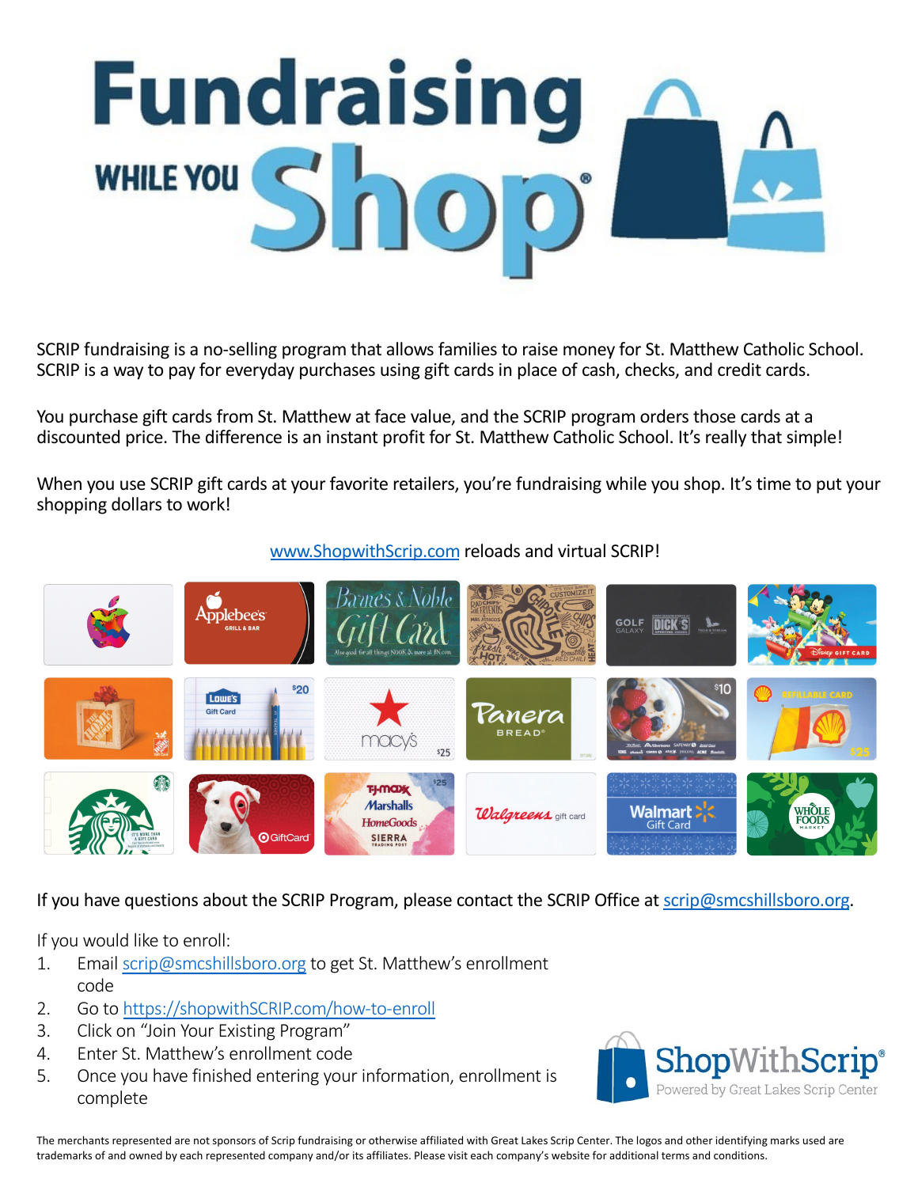# Fundraising WHILE YOU Shop®

SCRIP fundraising is a no-selling program that allows families to raise money for St. Matthew Catholic School. SCRIP is a way to pay for everyday purchases using gift cards in place of cash, checks, and credit cards.

You purchase gift cards from St. Matthew at face value, and the SCRIP program orders those cards at a discounted price. The difference is an instant profit for St. Matthew Catholic School. It's really that simple!

When you use SCRIP gift cards at your favorite retailers, you're fundraising while you shop. It's time to put your shopping dollars to work!

www.ShopwithScrip.com reloads and virtual SCRIP!

If you have questions about the SCRIP Program, please contact the SCRIP Office at scrip@smcshillsboro.org.

If you would like to enroll:

1. Email scrip@smcshillsboro.org to get St. Matthew's enrollment code
2. Go to https://shopwithSCRIP.com/how-to-enroll
3. Click on "Join Your Existing Program"
4. Enter St. Matthew's enrollment code
5. Once you have finished entering your information, enrollment is complete

ShopWithScrip®
Powered by Great Lakes Scrip Center

The merchants represented are not sponsors of Scrip fundraising or otherwise affiliated with Great Lakes Scrip Center. The logos and other identifying marks used are trademarks of and owned by each represented company and/or its affiliates. Please visit each company's website for additional terms and conditions.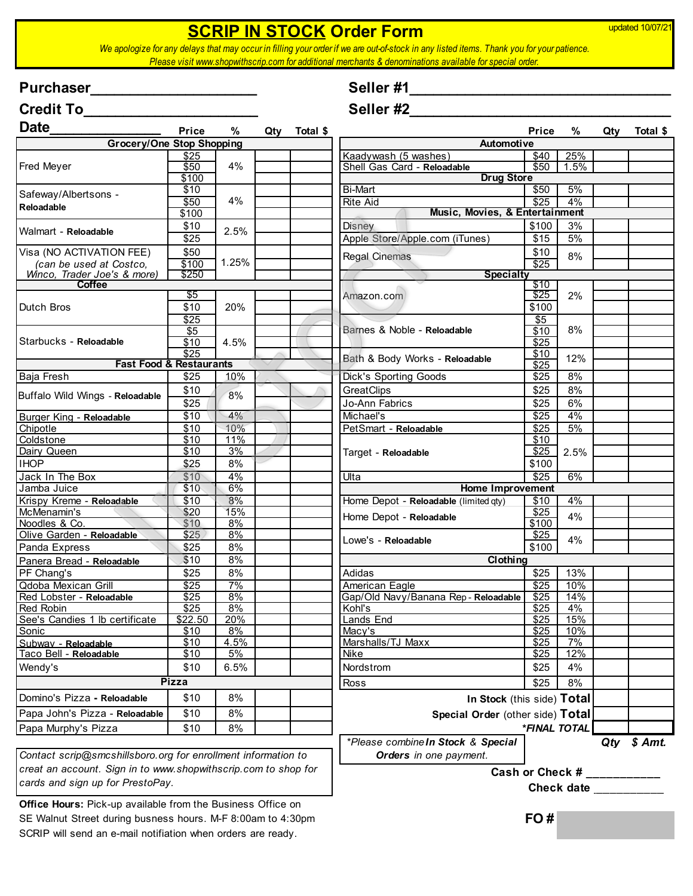# SCRIP IN STOCK Order Form

updated 10/07/21

*We apologize for any delays that may occur in filling your order if we are out-of-stock in any listed items. Thank you for your patience.*
*Please visit www.shopwithscrip.com for additional merchants & denominations available for special order.*

**Purchaser**____________________ **Seller #1**______________________________

**Credit To**____________________ **Seller #2**______________________________

**Date**_______________

| | Price | % | Qty | Total $ |
|---|---|---|---|---|
| **Grocery/One Stop Shopping** | | | | |
| Fred Meyer | $25 | 4% | | |
| | $50 | | | |
| | $100 | | | |
| Safeway/Albertsons - **Reloadable** | $10 | 4% | | |
| | $50 | | | |
| | $100 | | | |
| Walmart - **Reloadable** | $10 | 2.5% | | |
| | $25 | | | |
| Visa (NO ACTIVATION FEE) *(can be used at Costco, Winco, Trader Joe's & more)* | $50 | 1.25% | | |
| | $100 | | | |
| | $250 | | | |
| **Coffee** | | | | |
| Dutch Bros | $5 | 20% | | |
| | $10 | | | |
| | $25 | | | |
| Starbucks - **Reloadable** | $5 | 4.5% | | |
| | $10 | | | |
| | $25 | | | |
| **Fast Food & Restaurants** | | | | |
| Baja Fresh | $25 | 10% | | |
| Buffalo Wild Wings - **Reloadable** | $10 | 8% | | |
| | $25 | | | |
| Burger King - **Reloadable** | $10 | 4% | | |
| Chipotle | $10 | 10% | | |
| Coldstone | $10 | 11% | | |
| Dairy Queen | $10 | 3% | | |
| IHOP | $25 | 8% | | |
| Jack In The Box | $10 | 4% | | |
| Jamba Juice | $10 | 6% | | |
| Krispy Kreme - **Reloadable** | $10 | 8% | | |
| McMenamin's | $20 | 15% | | |
| Noodles & Co. | $10 | 8% | | |
| Olive Garden - **Reloadable** | $25 | 8% | | |
| Panda Express | $25 | 8% | | |
| Panera Bread - **Reloadable** | $10 | 8% | | |
| PF Chang's | $25 | 8% | | |
| Qdoba Mexican Grill | $25 | 7% | | |
| Red Lobster - **Reloadable** | $25 | 8% | | |
| Red Robin | $25 | 8% | | |
| See's Candies 1 lb certificate | $22.50 | 20% | | |
| Sonic | $10 | 8% | | |
| Subway - **Reloadable** | $10 | 4.5% | | |
| Taco Bell - **Reloadable** | $10 | 5% | | |
| Wendy's | $10 | 6.5% | | |
| **Pizza** | | | | |
| Domino's Pizza - **Reloadable** | $10 | 8% | | |
| Papa John's Pizza - **Reloadable** | $10 | 8% | | |
| Papa Murphy's Pizza | $10 | 8% | | |

| | Price | % | Qty | Total $ |
|---|---|---|---|---|
| **Automotive** | | | | |
| Kaadywash (5 washes) | $40 | 25% | | |
| Shell Gas Card - **Reloadable** | $50 | 1.5% | | |
| **Drug Store** | | | | |
| Bi-Mart | $50 | 5% | | |
| Rite Aid | $25 | 4% | | |
| **Music, Movies, & Entertainment** | | | | |
| Disney | $100 | 3% | | |
| Apple Store/Apple.com (iTunes) | $15 | 5% | | |
| Regal Cinemas | $10 | 8% | | |
| | $25 | | | |
| **Specialty** | | | | |
| Amazon.com | $10 | 2% | | |
| | $25 | | | |
| | $100 | | | |
| Barnes & Noble - **Reloadable** | $5 | 8% | | |
| | $10 | | | |
| | $25 | | | |
| Bath & Body Works - **Reloadable** | $10 | 12% | | |
| | $25 | | | |
| Dick's Sporting Goods | $25 | 8% | | |
| GreatClips | $25 | 8% | | |
| Jo-Ann Fabrics | $25 | 6% | | |
| Michael's | $25 | 4% | | |
| PetSmart - **Reloadable** | $25 | 5% | | |
| Target - **Reloadable** | $10 | 2.5% | | |
| | $25 | | | |
| | $100 | | | |
| Ulta | $25 | 6% | | |
| **Home Improvement** | | | | |
| Home Depot - **Reloadable** (limited qty) | $10 | 4% | | |
| Home Depot - **Reloadable** | $25 | 4% | | |
| | $100 | | | |
| Lowe's - **Reloadable** | $25 | 4% | | |
| | $100 | | | |
| **Clothing** | | | | |
| Adidas | $25 | 13% | | |
| American Eagle | $25 | 10% | | |
| Gap/Old Navy/Banana Rep - **Reloadable** | $25 | 14% | | |
| Kohl's | $25 | 4% | | |
| Lands End | $25 | 15% | | |
| Macy's | $25 | 10% | | |
| Marshalls/TJ Maxx | $25 | 7% | | |
| Nike | $25 | 12% | | |
| Nordstrom | $25 | 4% | | |
| Ross | $25 | 8% | | |

| | Qty | $ Amt. |
|---|---|---|
| **In Stock** (this side) **Total** | | |
| **Special Order** (other side) **Total** | | |
| ***FINAL TOTAL*** | | |

*Please combine ***In Stock*** & ***Special Orders*** in one payment.*

**Cash or Check #** ___________

**Check date** ___________

**FO #**

*Contact scrip@smcshillsboro.org for enrollment information to creat an account. Sign in to www.shopwithscrip.com to shop for cards and sign up for PrestoPay.*

**Office Hours:** Pick-up available from the Business Office on SE Walnut Street during busness hours. M-F 8:00am to 4:30pm SCRIP will send an e-mail notification when orders are ready.